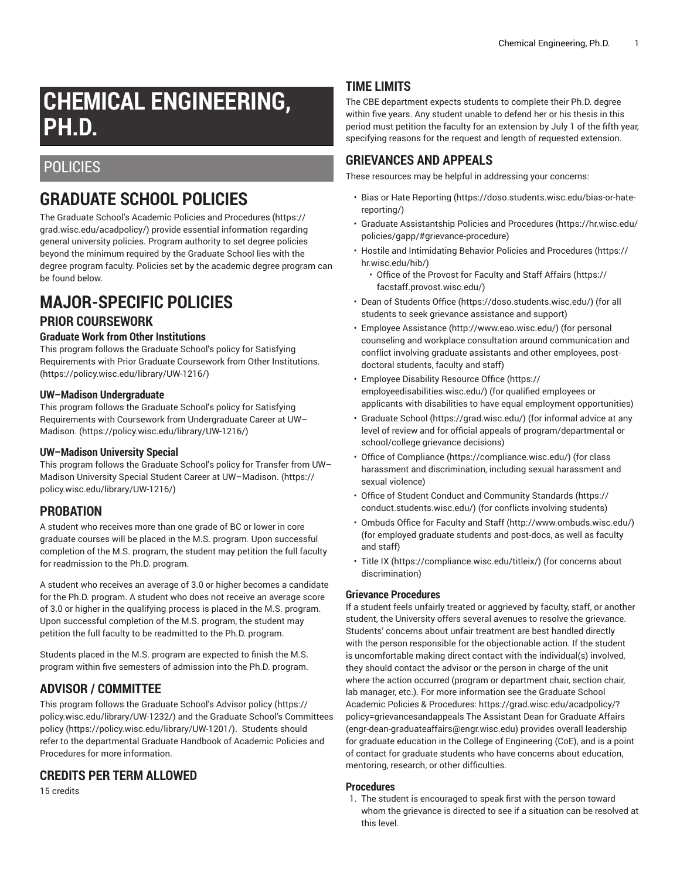# CHEMICAL ENGINEERING, PH.D.

## POLICIES

# GRADUATE SCHOOL POLICIES

The Graduate School's Academic Policies and Procedures (https://grad.wisc.edu/acadpolicy/) provide essential information regarding general university policies. Program authority to set degree policies beyond the minimum required by the Graduate School lies with the degree program faculty. Policies set by the academic degree program can be found below.

# MAJOR-SPECIFIC POLICIES

## PRIOR COURSEWORK

### Graduate Work from Other Institutions

This program follows the Graduate School's policy for Satisfying Requirements with Prior Graduate Coursework from Other Institutions. (https://policy.wisc.edu/library/UW-1216/)

### UW–Madison Undergraduate

This program follows the Graduate School's policy for Satisfying Requirements with Coursework from Undergraduate Career at UW–Madison. (https://policy.wisc.edu/library/UW-1216/)

### UW–Madison University Special

This program follows the Graduate School's policy for Transfer from UW–Madison University Special Student Career at UW–Madison. (https://policy.wisc.edu/library/UW-1216/)

## PROBATION

A student who receives more than one grade of BC or lower in core graduate courses will be placed in the M.S. program. Upon successful completion of the M.S. program, the student may petition the full faculty for readmission to the Ph.D. program.

A student who receives an average of 3.0 or higher becomes a candidate for the Ph.D. program. A student who does not receive an average score of 3.0 or higher in the qualifying process is placed in the M.S. program. Upon successful completion of the M.S. program, the student may petition the full faculty to be readmitted to the Ph.D. program.

Students placed in the M.S. program are expected to finish the M.S. program within five semesters of admission into the Ph.D. program.

## ADVISOR / COMMITTEE

This program follows the Graduate School's Advisor policy (https://policy.wisc.edu/library/UW-1232/) and the Graduate School's Committees policy (https://policy.wisc.edu/library/UW-1201/). Students should refer to the departmental Graduate Handbook of Academic Policies and Procedures for more information.

## CREDITS PER TERM ALLOWED

15 credits

## TIME LIMITS

The CBE department expects students to complete their Ph.D. degree within five years. Any student unable to defend her or his thesis in this period must petition the faculty for an extension by July 1 of the fifth year, specifying reasons for the request and length of requested extension.

## GRIEVANCES AND APPEALS

These resources may be helpful in addressing your concerns:

- Bias or Hate Reporting (https://doso.students.wisc.edu/bias-or-hate-reporting/)
- Graduate Assistantship Policies and Procedures (https://hr.wisc.edu/policies/gapp/#grievance-procedure)
- Hostile and Intimidating Behavior Policies and Procedures (https://hr.wisc.edu/hib/)
  - Office of the Provost for Faculty and Staff Affairs (https://facstaff.provost.wisc.edu/)
- Dean of Students Office (https://doso.students.wisc.edu/) (for all students to seek grievance assistance and support)
- Employee Assistance (http://www.eao.wisc.edu/) (for personal counseling and workplace consultation around communication and conflict involving graduate assistants and other employees, post-doctoral students, faculty and staff)
- Employee Disability Resource Office (https://employeedisabilities.wisc.edu/) (for qualified employees or applicants with disabilities to have equal employment opportunities)
- Graduate School (https://grad.wisc.edu/) (for informal advice at any level of review and for official appeals of program/departmental or school/college grievance decisions)
- Office of Compliance (https://compliance.wisc.edu/) (for class harassment and discrimination, including sexual harassment and sexual violence)
- Office of Student Conduct and Community Standards (https://conduct.students.wisc.edu/) (for conflicts involving students)
- Ombuds Office for Faculty and Staff (http://www.ombuds.wisc.edu/) (for employed graduate students and post-docs, as well as faculty and staff)
- Title IX (https://compliance.wisc.edu/titleix/) (for concerns about discrimination)

### Grievance Procedures

If a student feels unfairly treated or aggrieved by faculty, staff, or another student, the University offers several avenues to resolve the grievance. Students' concerns about unfair treatment are best handled directly with the person responsible for the objectionable action. If the student is uncomfortable making direct contact with the individual(s) involved, they should contact the advisor or the person in charge of the unit where the action occurred (program or department chair, section chair, lab manager, etc.). For more information see the Graduate School Academic Policies & Procedures: https://grad.wisc.edu/acadpolicy/?policy=grievancesandappeals The Assistant Dean for Graduate Affairs (engr-dean-graduateaffairs@engr.wisc.edu) provides overall leadership for graduate education in the College of Engineering (CoE), and is a point of contact for graduate students who have concerns about education, mentoring, research, or other difficulties.

### Procedures

1. The student is encouraged to speak first with the person toward whom the grievance is directed to see if a situation can be resolved at this level.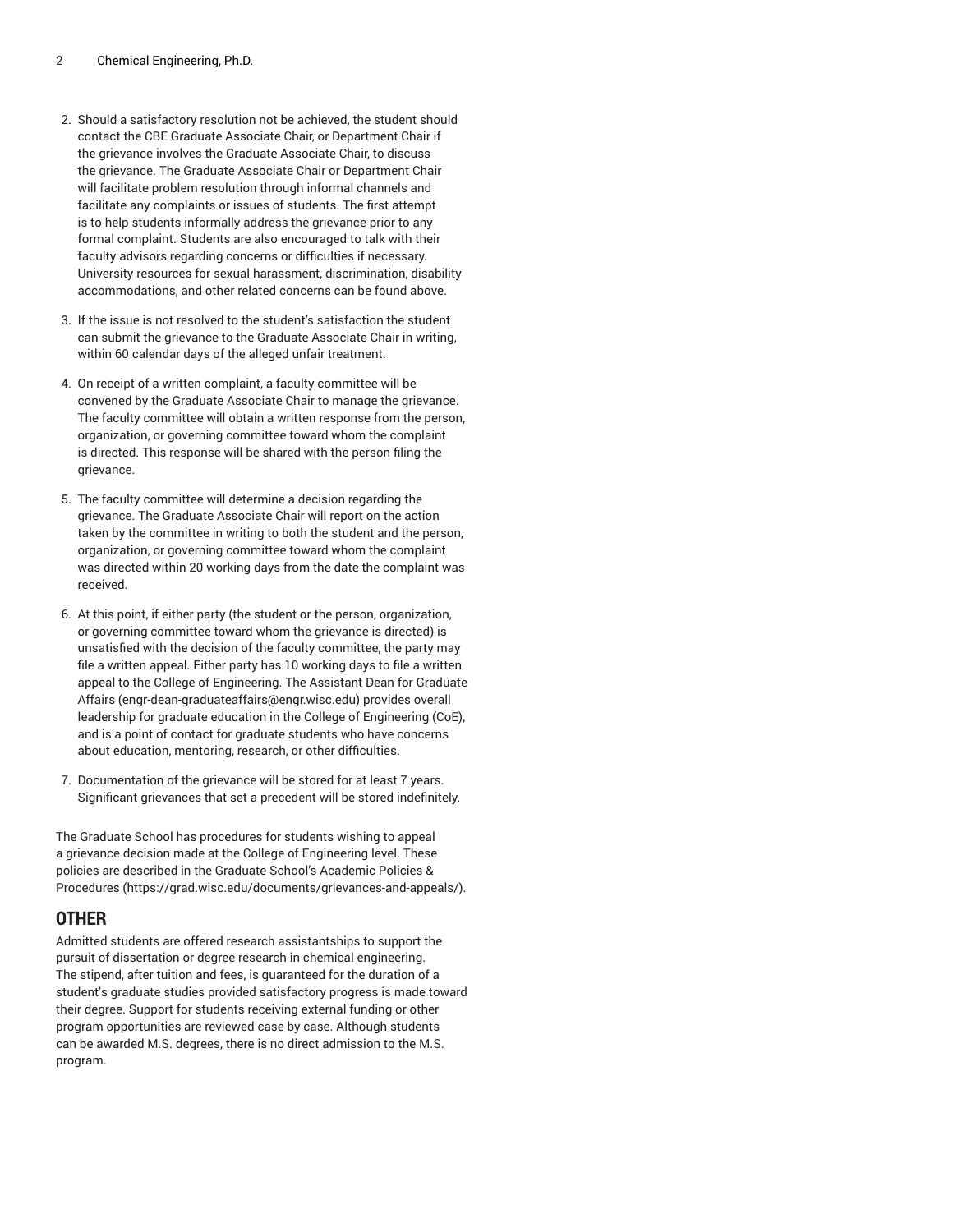2. Should a satisfactory resolution not be achieved, the student should contact the CBE Graduate Associate Chair, or Department Chair if the grievance involves the Graduate Associate Chair, to discuss the grievance. The Graduate Associate Chair or Department Chair will facilitate problem resolution through informal channels and facilitate any complaints or issues of students. The first attempt is to help students informally address the grievance prior to any formal complaint. Students are also encouraged to talk with their faculty advisors regarding concerns or difficulties if necessary. University resources for sexual harassment, discrimination, disability accommodations, and other related concerns can be found above.
3. If the issue is not resolved to the student's satisfaction the student can submit the grievance to the Graduate Associate Chair in writing, within 60 calendar days of the alleged unfair treatment.
4. On receipt of a written complaint, a faculty committee will be convened by the Graduate Associate Chair to manage the grievance. The faculty committee will obtain a written response from the person, organization, or governing committee toward whom the complaint is directed. This response will be shared with the person filing the grievance.
5. The faculty committee will determine a decision regarding the grievance. The Graduate Associate Chair will report on the action taken by the committee in writing to both the student and the person, organization, or governing committee toward whom the complaint was directed within 20 working days from the date the complaint was received.
6. At this point, if either party (the student or the person, organization, or governing committee toward whom the grievance is directed) is unsatisfied with the decision of the faculty committee, the party may file a written appeal. Either party has 10 working days to file a written appeal to the College of Engineering. The Assistant Dean for Graduate Affairs (engr-dean-graduateaffairs@engr.wisc.edu) provides overall leadership for graduate education in the College of Engineering (CoE), and is a point of contact for graduate students who have concerns about education, mentoring, research, or other difficulties.
7. Documentation of the grievance will be stored for at least 7 years. Significant grievances that set a precedent will be stored indefinitely.

The Graduate School has procedures for students wishing to appeal a grievance decision made at the College of Engineering level. These policies are described in the Graduate School's Academic Policies & Procedures (https://grad.wisc.edu/documents/grievances-and-appeals/).

## OTHER

Admitted students are offered research assistantships to support the pursuit of dissertation or degree research in chemical engineering. The stipend, after tuition and fees, is guaranteed for the duration of a student's graduate studies provided satisfactory progress is made toward their degree. Support for students receiving external funding or other program opportunities are reviewed case by case. Although students can be awarded M.S. degrees, there is no direct admission to the M.S. program.